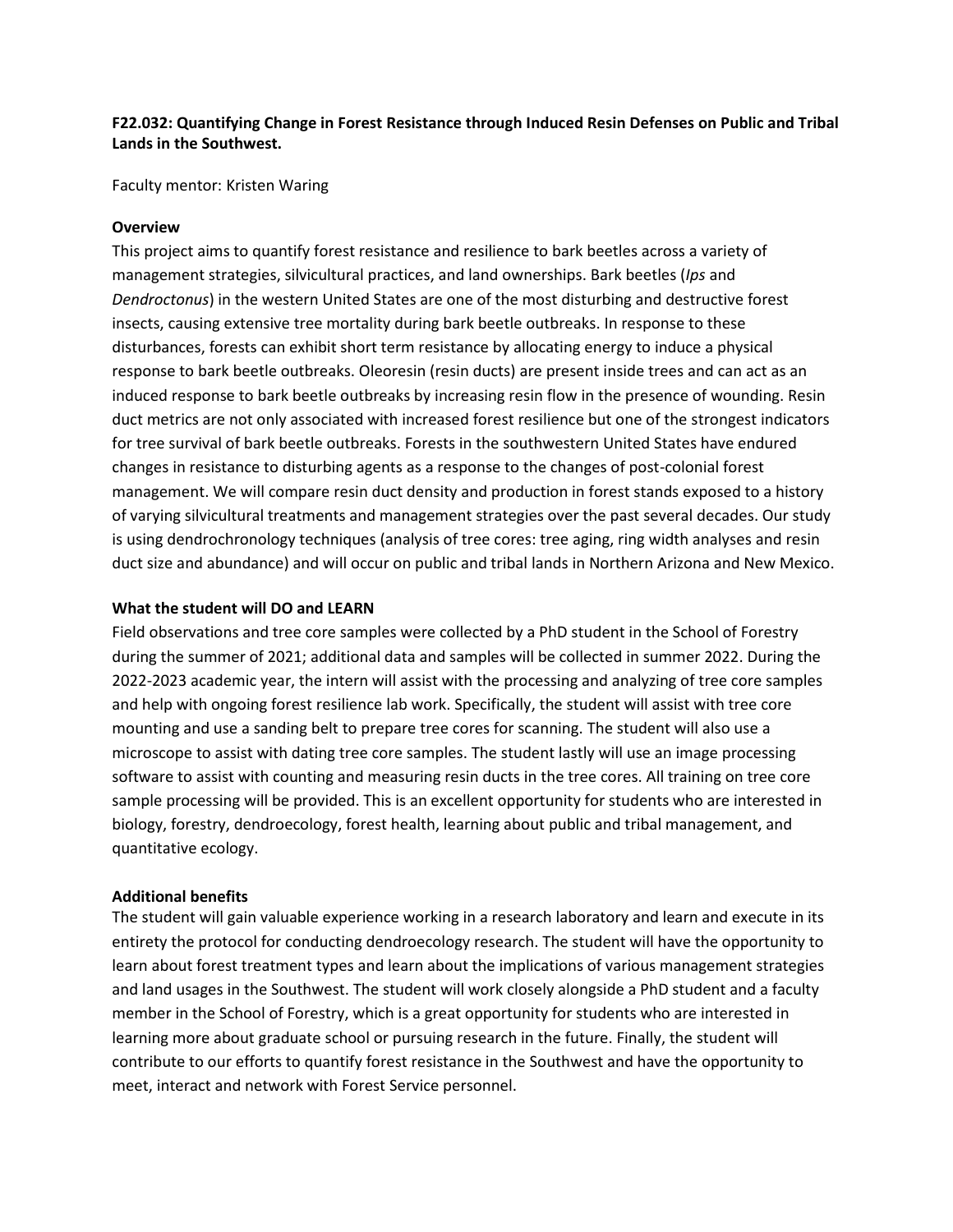**F22.032: Quantifying Change in Forest Resistance through Induced Resin Defenses on Public and Tribal Lands in the Southwest.**

Faculty mentor: Kristen Waring

**Overview**

This project aims to quantify forest resistance and resilience to bark beetles across a variety of management strategies, silvicultural practices, and land ownerships. Bark beetles (*Ips* and *Dendroctonus*) in the western United States are one of the most disturbing and destructive forest insects, causing extensive tree mortality during bark beetle outbreaks. In response to these disturbances, forests can exhibit short term resistance by allocating energy to induce a physical response to bark beetle outbreaks. Oleoresin (resin ducts) are present inside trees and can act as an induced response to bark beetle outbreaks by increasing resin flow in the presence of wounding. Resin duct metrics are not only associated with increased forest resilience but one of the strongest indicators for tree survival of bark beetle outbreaks. Forests in the southwestern United States have endured changes in resistance to disturbing agents as a response to the changes of post-colonial forest management. We will compare resin duct density and production in forest stands exposed to a history of varying silvicultural treatments and management strategies over the past several decades. Our study is using dendrochronology techniques (analysis of tree cores: tree aging, ring width analyses and resin duct size and abundance) and will occur on public and tribal lands in Northern Arizona and New Mexico.

**What the student will DO and LEARN**

Field observations and tree core samples were collected by a PhD student in the School of Forestry during the summer of 2021; additional data and samples will be collected in summer 2022. During the 2022-2023 academic year, the intern will assist with the processing and analyzing of tree core samples and help with ongoing forest resilience lab work. Specifically, the student will assist with tree core mounting and use a sanding belt to prepare tree cores for scanning. The student will also use a microscope to assist with dating tree core samples. The student lastly will use an image processing software to assist with counting and measuring resin ducts in the tree cores. All training on tree core sample processing will be provided. This is an excellent opportunity for students who are interested in biology, forestry, dendroecology, forest health, learning about public and tribal management, and quantitative ecology.

**Additional benefits**

The student will gain valuable experience working in a research laboratory and learn and execute in its entirety the protocol for conducting dendroecology research. The student will have the opportunity to learn about forest treatment types and learn about the implications of various management strategies and land usages in the Southwest. The student will work closely alongside a PhD student and a faculty member in the School of Forestry, which is a great opportunity for students who are interested in learning more about graduate school or pursuing research in the future. Finally, the student will contribute to our efforts to quantify forest resistance in the Southwest and have the opportunity to meet, interact and network with Forest Service personnel.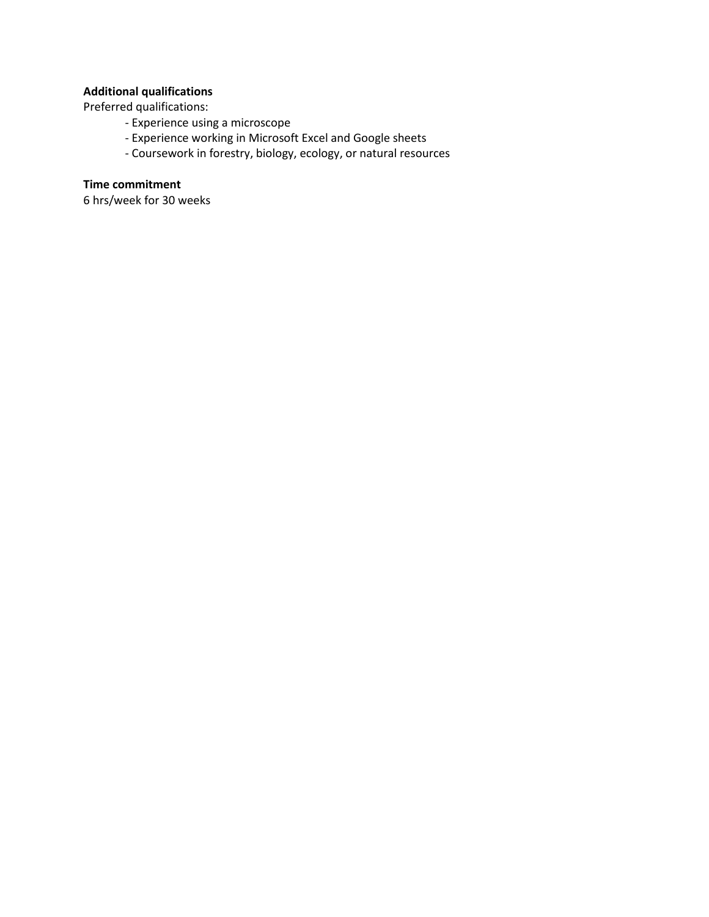**Additional qualifications**

Preferred qualifications:

- Experience using a microscope
- Experience working in Microsoft Excel and Google sheets
- Coursework in forestry, biology, ecology, or natural resources

**Time commitment**

6 hrs/week for 30 weeks